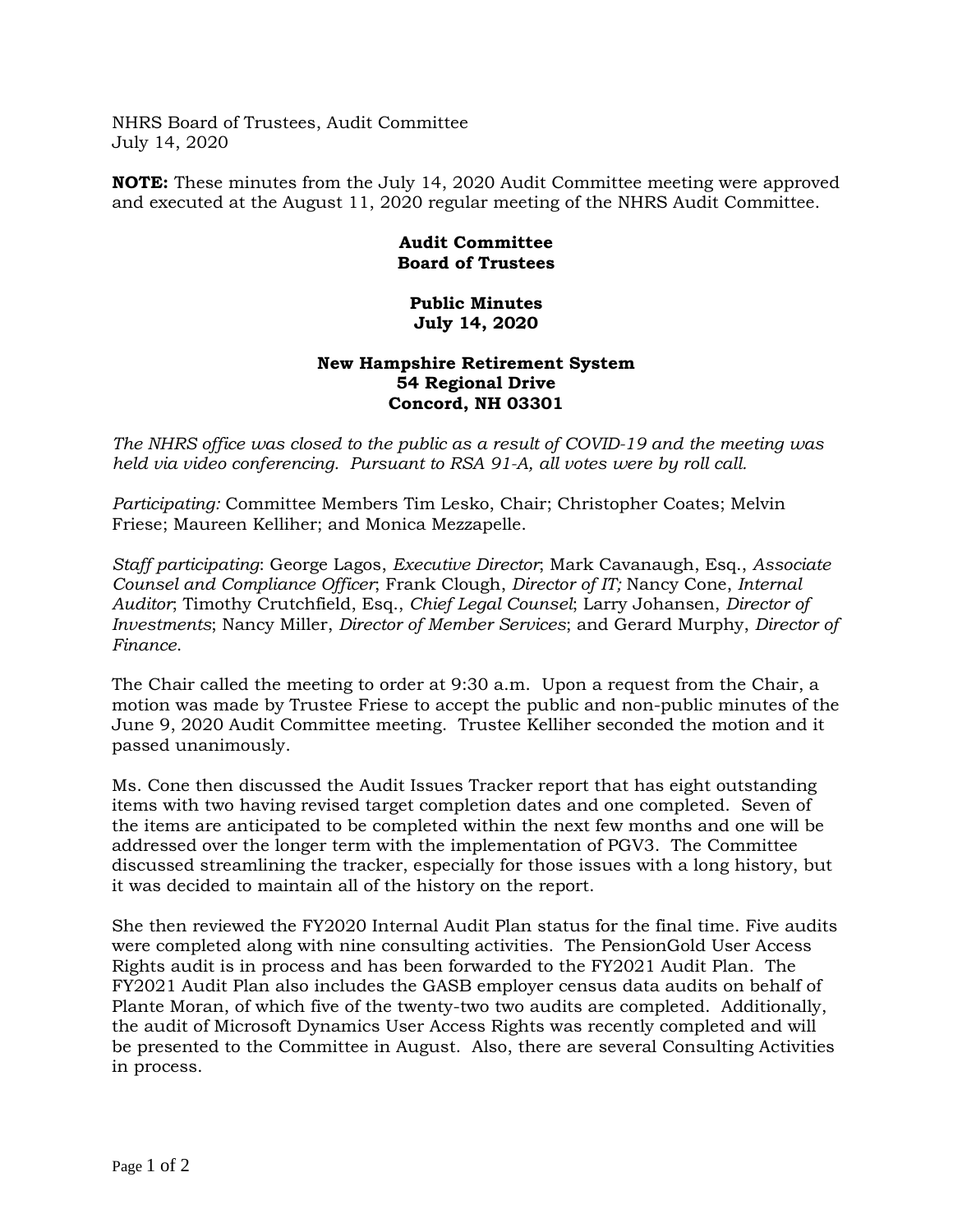NHRS Board of Trustees, Audit Committee
July 14, 2020

**NOTE:** These minutes from the July 14, 2020 Audit Committee meeting were approved and executed at the August 11, 2020 regular meeting of the NHRS Audit Committee.

**Audit Committee**
**Board of Trustees**

**Public Minutes**
**July 14, 2020**

**New Hampshire Retirement System**
**54 Regional Drive**
**Concord, NH 03301**

*The NHRS office was closed to the public as a result of COVID-19 and the meeting was held via video conferencing. Pursuant to RSA 91-A, all votes were by roll call.*

*Participating:* Committee Members Tim Lesko, Chair; Christopher Coates; Melvin Friese; Maureen Kelliher; and Monica Mezzapelle.

*Staff participating*: George Lagos, *Executive Director*; Mark Cavanaugh, Esq., *Associate Counsel and Compliance Officer*; Frank Clough, *Director of IT;* Nancy Cone, *Internal Auditor*; Timothy Crutchfield, Esq., *Chief Legal Counsel*; Larry Johansen, *Director of Investments*; Nancy Miller, *Director of Member Services*; and Gerard Murphy, *Director of Finance*.

The Chair called the meeting to order at 9:30 a.m. Upon a request from the Chair, a motion was made by Trustee Friese to accept the public and non-public minutes of the June 9, 2020 Audit Committee meeting. Trustee Kelliher seconded the motion and it passed unanimously.

Ms. Cone then discussed the Audit Issues Tracker report that has eight outstanding items with two having revised target completion dates and one completed. Seven of the items are anticipated to be completed within the next few months and one will be addressed over the longer term with the implementation of PGV3. The Committee discussed streamlining the tracker, especially for those issues with a long history, but it was decided to maintain all of the history on the report.

She then reviewed the FY2020 Internal Audit Plan status for the final time. Five audits were completed along with nine consulting activities. The PensionGold User Access Rights audit is in process and has been forwarded to the FY2021 Audit Plan. The FY2021 Audit Plan also includes the GASB employer census data audits on behalf of Plante Moran, of which five of the twenty-two two audits are completed. Additionally, the audit of Microsoft Dynamics User Access Rights was recently completed and will be presented to the Committee in August. Also, there are several Consulting Activities in process.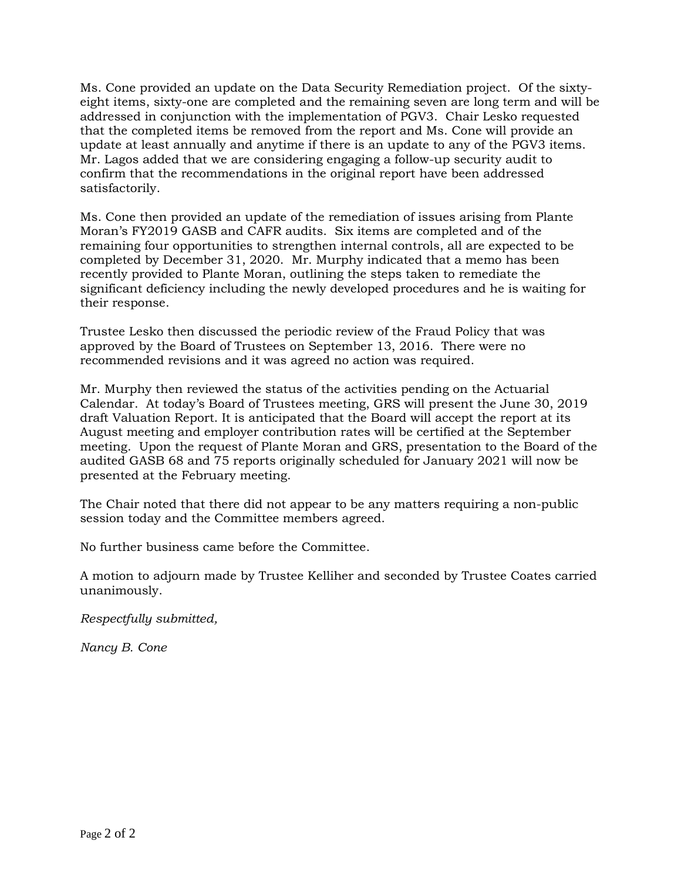Ms. Cone provided an update on the Data Security Remediation project. Of the sixty-eight items, sixty-one are completed and the remaining seven are long term and will be addressed in conjunction with the implementation of PGV3. Chair Lesko requested that the completed items be removed from the report and Ms. Cone will provide an update at least annually and anytime if there is an update to any of the PGV3 items. Mr. Lagos added that we are considering engaging a follow-up security audit to confirm that the recommendations in the original report have been addressed satisfactorily.

Ms. Cone then provided an update of the remediation of issues arising from Plante Moran's FY2019 GASB and CAFR audits. Six items are completed and of the remaining four opportunities to strengthen internal controls, all are expected to be completed by December 31, 2020. Mr. Murphy indicated that a memo has been recently provided to Plante Moran, outlining the steps taken to remediate the significant deficiency including the newly developed procedures and he is waiting for their response.

Trustee Lesko then discussed the periodic review of the Fraud Policy that was approved by the Board of Trustees on September 13, 2016. There were no recommended revisions and it was agreed no action was required.

Mr. Murphy then reviewed the status of the activities pending on the Actuarial Calendar. At today's Board of Trustees meeting, GRS will present the June 30, 2019 draft Valuation Report. It is anticipated that the Board will accept the report at its August meeting and employer contribution rates will be certified at the September meeting. Upon the request of Plante Moran and GRS, presentation to the Board of the audited GASB 68 and 75 reports originally scheduled for January 2021 will now be presented at the February meeting.

The Chair noted that there did not appear to be any matters requiring a non-public session today and the Committee members agreed.

No further business came before the Committee.

A motion to adjourn made by Trustee Kelliher and seconded by Trustee Coates carried unanimously.

*Respectfully submitted,*

*Nancy B. Cone*